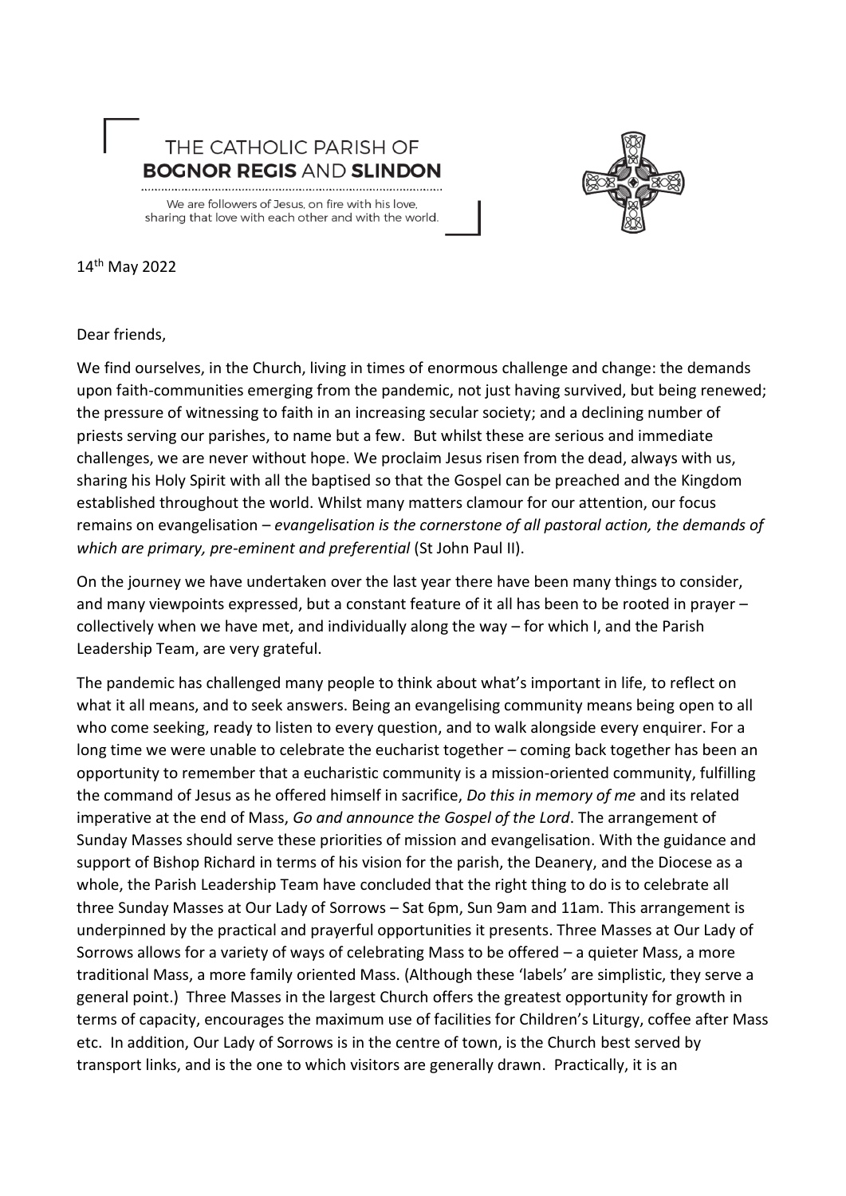THE CATHOLIC PARISH OF
**BOGNOR REGIS** AND **SLINDON**

We are followers of Jesus, on fire with his love, sharing that love with each other and with the world.

14th May 2022

Dear friends,

We find ourselves, in the Church, living in times of enormous challenge and change: the demands upon faith-communities emerging from the pandemic, not just having survived, but being renewed; the pressure of witnessing to faith in an increasing secular society; and a declining number of priests serving our parishes, to name but a few. But whilst these are serious and immediate challenges, we are never without hope. We proclaim Jesus risen from the dead, always with us, sharing his Holy Spirit with all the baptised so that the Gospel can be preached and the Kingdom established throughout the world. Whilst many matters clamour for our attention, our focus remains on evangelisation – *evangelisation is the cornerstone of all pastoral action, the demands of which are primary, pre-eminent and preferential* (St John Paul II).

On the journey we have undertaken over the last year there have been many things to consider, and many viewpoints expressed, but a constant feature of it all has been to be rooted in prayer – collectively when we have met, and individually along the way – for which I, and the Parish Leadership Team, are very grateful.

The pandemic has challenged many people to think about what's important in life, to reflect on what it all means, and to seek answers. Being an evangelising community means being open to all who come seeking, ready to listen to every question, and to walk alongside every enquirer. For a long time we were unable to celebrate the eucharist together – coming back together has been an opportunity to remember that a eucharistic community is a mission-oriented community, fulfilling the command of Jesus as he offered himself in sacrifice, *Do this in memory of me* and its related imperative at the end of Mass, *Go and announce the Gospel of the Lord*. The arrangement of Sunday Masses should serve these priorities of mission and evangelisation. With the guidance and support of Bishop Richard in terms of his vision for the parish, the Deanery, and the Diocese as a whole, the Parish Leadership Team have concluded that the right thing to do is to celebrate all three Sunday Masses at Our Lady of Sorrows – Sat 6pm, Sun 9am and 11am. This arrangement is underpinned by the practical and prayerful opportunities it presents. Three Masses at Our Lady of Sorrows allows for a variety of ways of celebrating Mass to be offered – a quieter Mass, a more traditional Mass, a more family oriented Mass. (Although these 'labels' are simplistic, they serve a general point.) Three Masses in the largest Church offers the greatest opportunity for growth in terms of capacity, encourages the maximum use of facilities for Children's Liturgy, coffee after Mass etc. In addition, Our Lady of Sorrows is in the centre of town, is the Church best served by transport links, and is the one to which visitors are generally drawn. Practically, it is an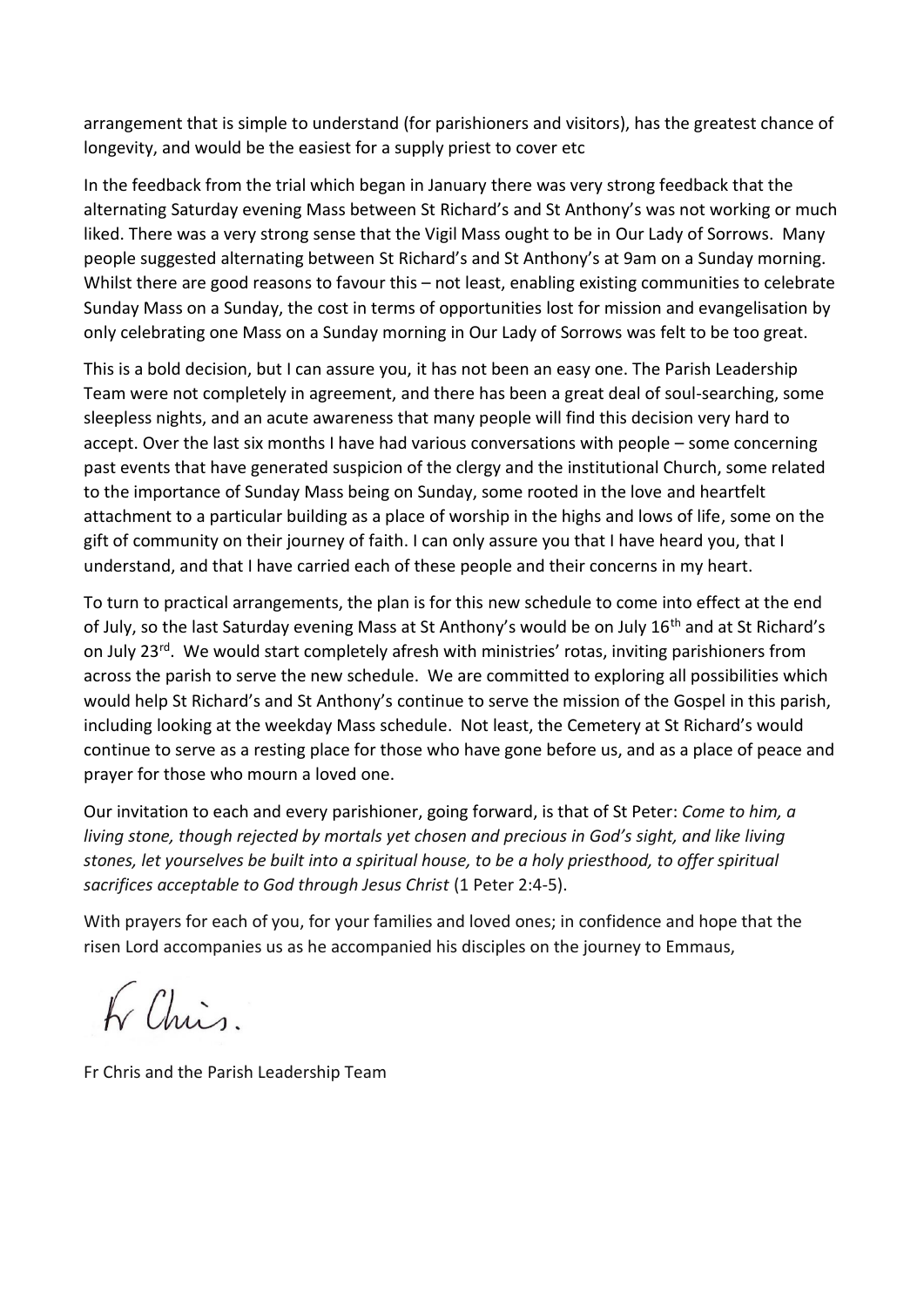arrangement that is simple to understand (for parishioners and visitors), has the greatest chance of longevity, and would be the easiest for a supply priest to cover etc

In the feedback from the trial which began in January there was very strong feedback that the alternating Saturday evening Mass between St Richard's and St Anthony's was not working or much liked. There was a very strong sense that the Vigil Mass ought to be in Our Lady of Sorrows. Many people suggested alternating between St Richard's and St Anthony's at 9am on a Sunday morning. Whilst there are good reasons to favour this – not least, enabling existing communities to celebrate Sunday Mass on a Sunday, the cost in terms of opportunities lost for mission and evangelisation by only celebrating one Mass on a Sunday morning in Our Lady of Sorrows was felt to be too great.

This is a bold decision, but I can assure you, it has not been an easy one. The Parish Leadership Team were not completely in agreement, and there has been a great deal of soul-searching, some sleepless nights, and an acute awareness that many people will find this decision very hard to accept. Over the last six months I have had various conversations with people – some concerning past events that have generated suspicion of the clergy and the institutional Church, some related to the importance of Sunday Mass being on Sunday, some rooted in the love and heartfelt attachment to a particular building as a place of worship in the highs and lows of life, some on the gift of community on their journey of faith. I can only assure you that I have heard you, that I understand, and that I have carried each of these people and their concerns in my heart.

To turn to practical arrangements, the plan is for this new schedule to come into effect at the end of July, so the last Saturday evening Mass at St Anthony's would be on July 16th and at St Richard's on July 23rd. We would start completely afresh with ministries' rotas, inviting parishioners from across the parish to serve the new schedule. We are committed to exploring all possibilities which would help St Richard's and St Anthony's continue to serve the mission of the Gospel in this parish, including looking at the weekday Mass schedule. Not least, the Cemetery at St Richard's would continue to serve as a resting place for those who have gone before us, and as a place of peace and prayer for those who mourn a loved one.

Our invitation to each and every parishioner, going forward, is that of St Peter: *Come to him, a living stone, though rejected by mortals yet chosen and precious in God's sight, and like living stones, let yourselves be built into a spiritual house, to be a holy priesthood, to offer spiritual sacrifices acceptable to God through Jesus Christ* (1 Peter 2:4-5).

With prayers for each of you, for your families and loved ones; in confidence and hope that the risen Lord accompanies us as he accompanied his disciples on the journey to Emmaus,

Fr Chris.

Fr Chris and the Parish Leadership Team